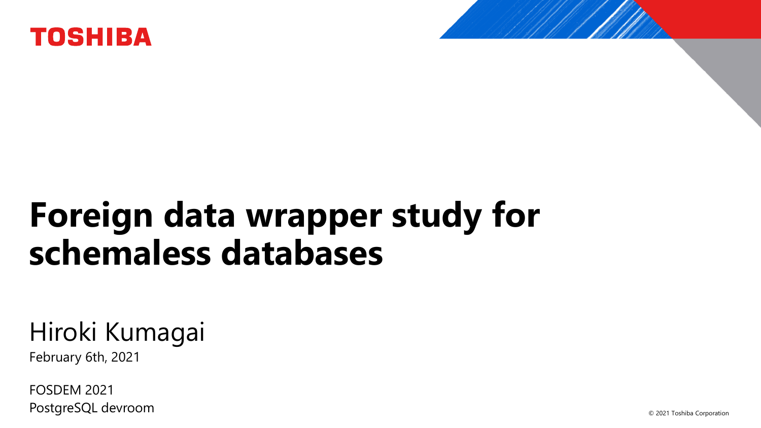TOSHIBA

# Foreign data wrapper study for schemaless databases

Hiroki Kumagai

February 6th, 2021

FOSDEM 2021
PostgreSQL devroom

© 2021 Toshiba Corporation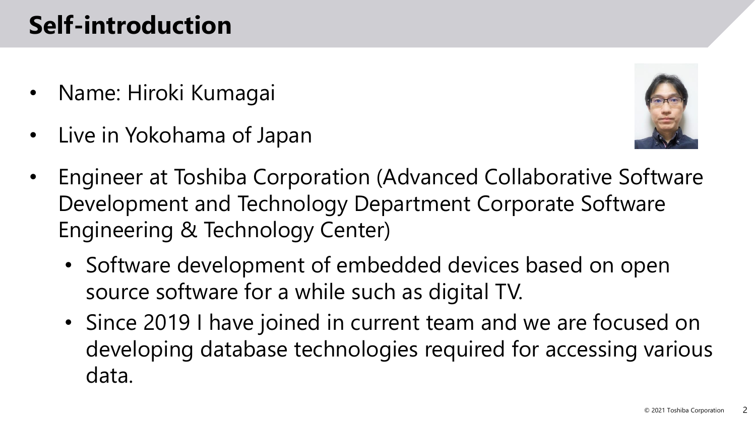# Self-introduction

- Name: Hiroki Kumagai
- Live in Yokohama of Japan
- Engineer at Toshiba Corporation (Advanced Collaborative Software Development and Technology Department Corporate Software Engineering & Technology Center)
  - Software development of embedded devices based on open source software for a while such as digital TV.
  - Since 2019 I have joined in current team and we are focused on developing database technologies required for accessing various data.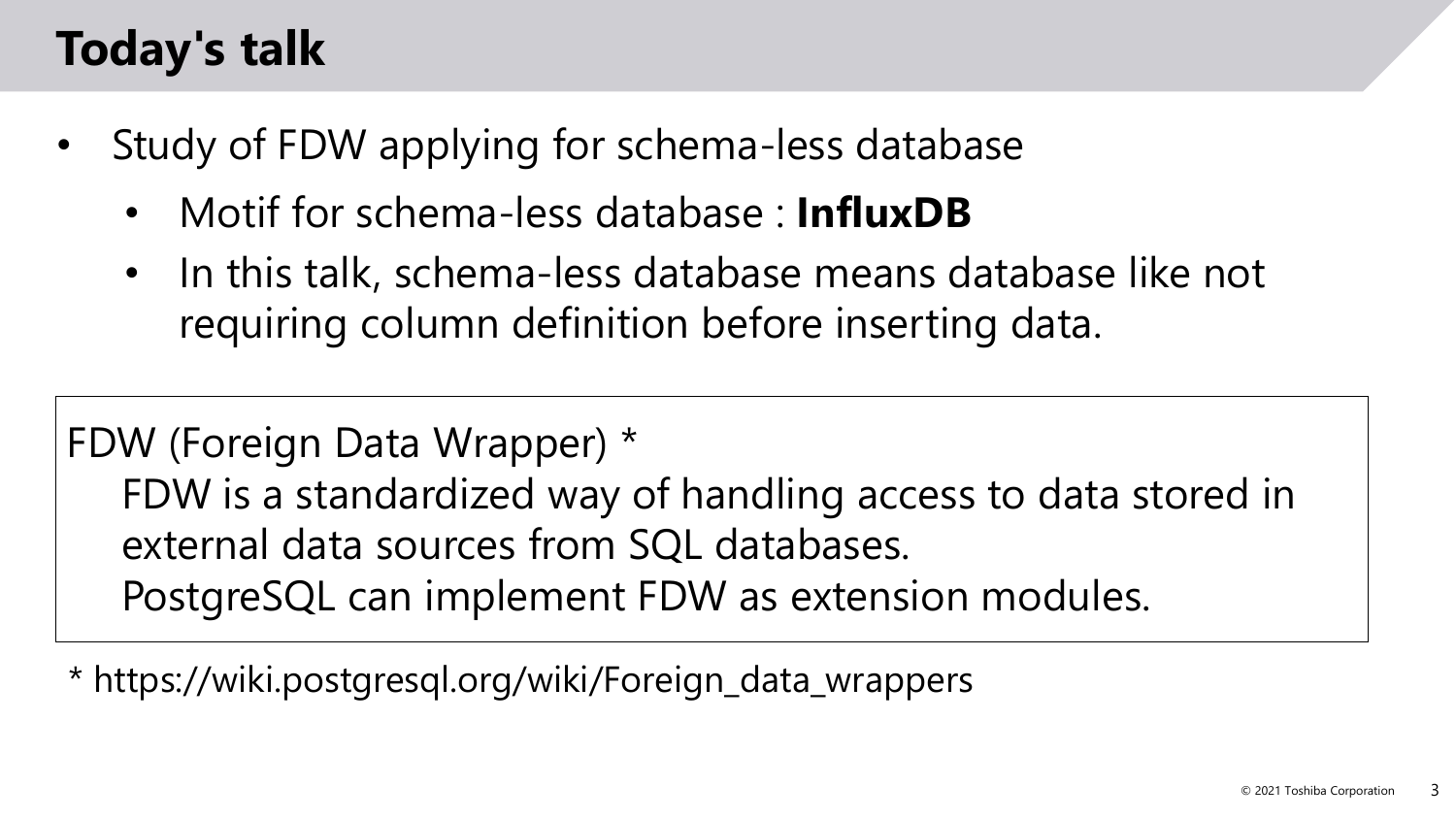# Today's talk

- Study of FDW applying for schema-less database
  - Motif for schema-less database : **InfluxDB**
  - In this talk, schema-less database means database like not requiring column definition before inserting data.

FDW (Foreign Data Wrapper) *
FDW is a standardized way of handling access to data stored in external data sources from SQL databases.
PostgreSQL can implement FDW as extension modules.

* https://wiki.postgresql.org/wiki/Foreign_data_wrappers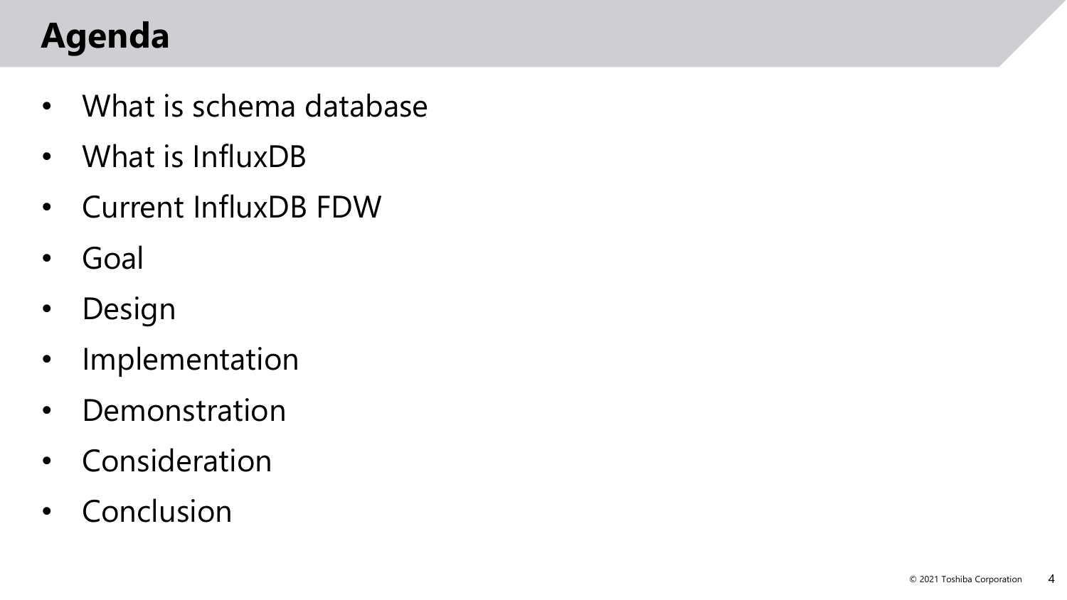# Agenda

- What is schema database
- What is InfluxDB
- Current InfluxDB FDW
- Goal
- Design
- Implementation
- Demonstration
- Consideration
- Conclusion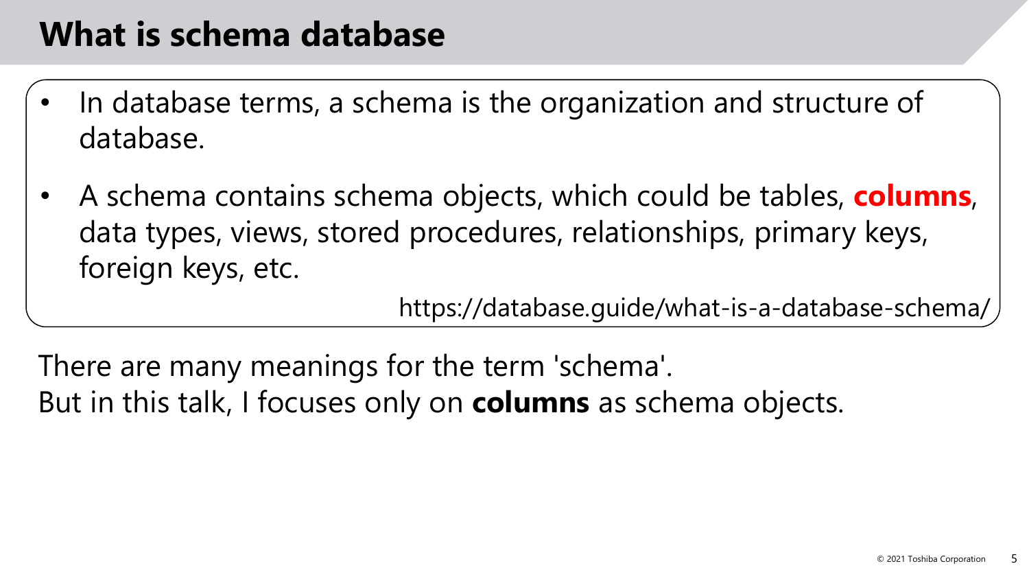# What is schema database

- In database terms, a schema is the organization and structure of database.
- A schema contains schema objects, which could be tables, **columns**, data types, views, stored procedures, relationships, primary keys, foreign keys, etc.

https://database.guide/what-is-a-database-schema/

There are many meanings for the term 'schema'.
But in this talk, I focuses only on **columns** as schema objects.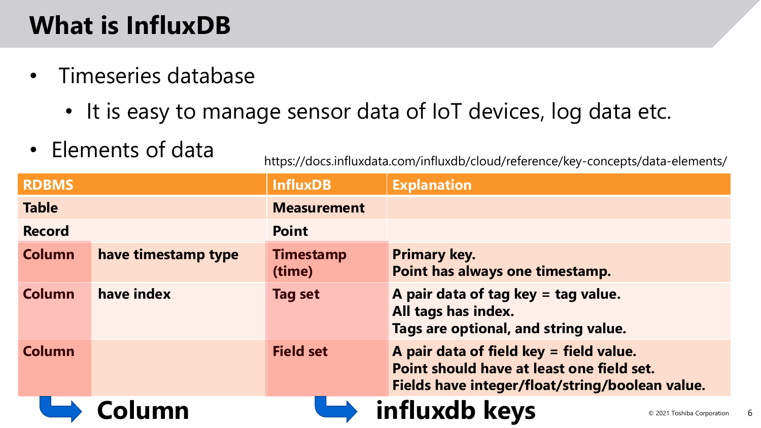# What is InfluxDB

- Timeseries database
  - It is easy to manage sensor data of IoT devices, log data etc.
- Elements of data

https://docs.influxdata.com/influxdb/cloud/reference/key-concepts/data-elements/

| RDBMS | | InfluxDB | Explanation |
|---|---|---|---|
| **Table** | | **Measurement** | |
| **Record** | | **Point** | |
| **Column** | **have timestamp type** | **Timestamp (time)** | **Primary key.** **Point has always one timestamp.** |
| **Column** | **have index** | **Tag set** | **A pair data of tag key = tag value.** **All tags has index.** **Tags are optional, and string value.** |
| **Column** | | **Field set** | **A pair data of field key = field value.** **Point should have at least one field set.** **Fields have integer/float/string/boolean value.** |

**Column** → **influxdb keys**

© 2021 Toshiba Corporation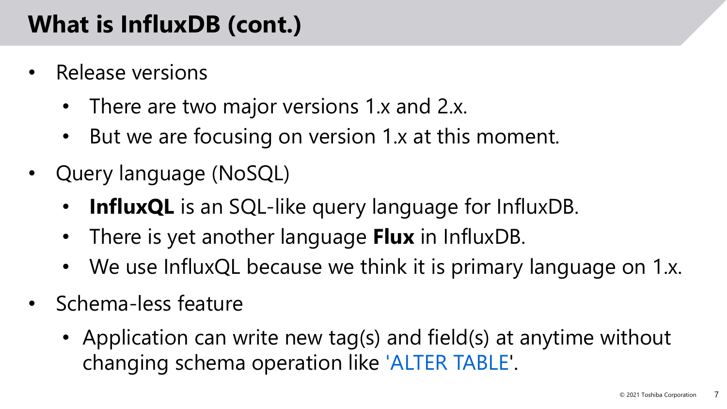# What is InfluxDB (cont.)

- Release versions
  - There are two major versions 1.x and 2.x.
  - But we are focusing on version 1.x at this moment.
- Query language (NoSQL)
  - **InfluxQL** is an SQL-like query language for InfluxDB.
  - There is yet another language **Flux** in InfluxDB.
  - We use InfluxQL because we think it is primary language on 1.x.
- Schema-less feature
  - Application can write new tag(s) and field(s) at anytime without changing schema operation like 'ALTER TABLE'.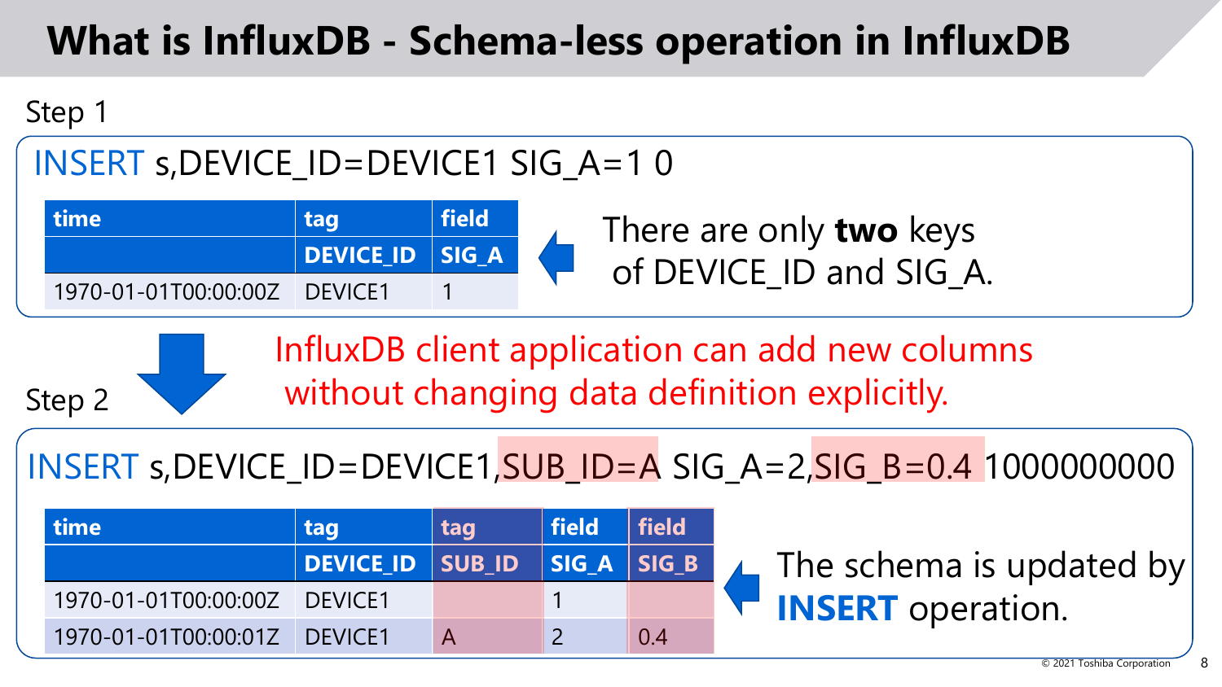# What is InfluxDB - Schema-less operation in InfluxDB

Step 1

```
INSERT s,DEVICE_ID=DEVICE1 SIG_A=1 0
```

| time | tag | field |
|---|---|---|
| | DEVICE_ID | SIG_A |
| 1970-01-01T00:00:00Z | DEVICE1 | 1 |

There are only **two** keys of DEVICE_ID and SIG_A.

InfluxDB client application can add new columns without changing data definition explicitly.

Step 2

```
INSERT s,DEVICE_ID=DEVICE1,SUB_ID=A SIG_A=2,SIG_B=0.4 1000000000
```

| time | tag | tag | field | field |
|---|---|---|---|---|
| | DEVICE_ID | SUB_ID | SIG_A | SIG_B |
| 1970-01-01T00:00:00Z | DEVICE1 | | 1 | |
| 1970-01-01T00:00:01Z | DEVICE1 | A | 2 | 0.4 |

The schema is updated by **INSERT** operation.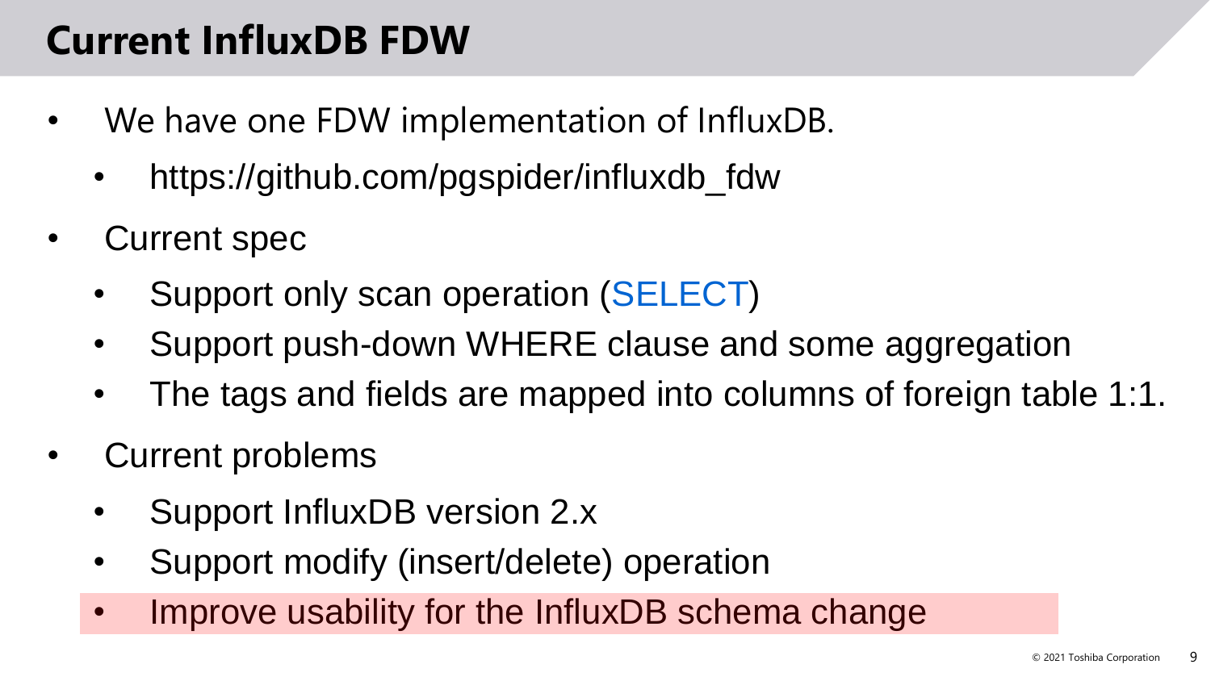# Current InfluxDB FDW

- We have one FDW implementation of InfluxDB.
  - https://github.com/pgspider/influxdb_fdw
- Current spec
  - Support only scan operation (SELECT)
  - Support push-down WHERE clause and some aggregation
  - The tags and fields are mapped into columns of foreign table 1:1.
- Current problems
  - Support InfluxDB version 2.x
  - Support modify (insert/delete) operation
  - Improve usability for the InfluxDB schema change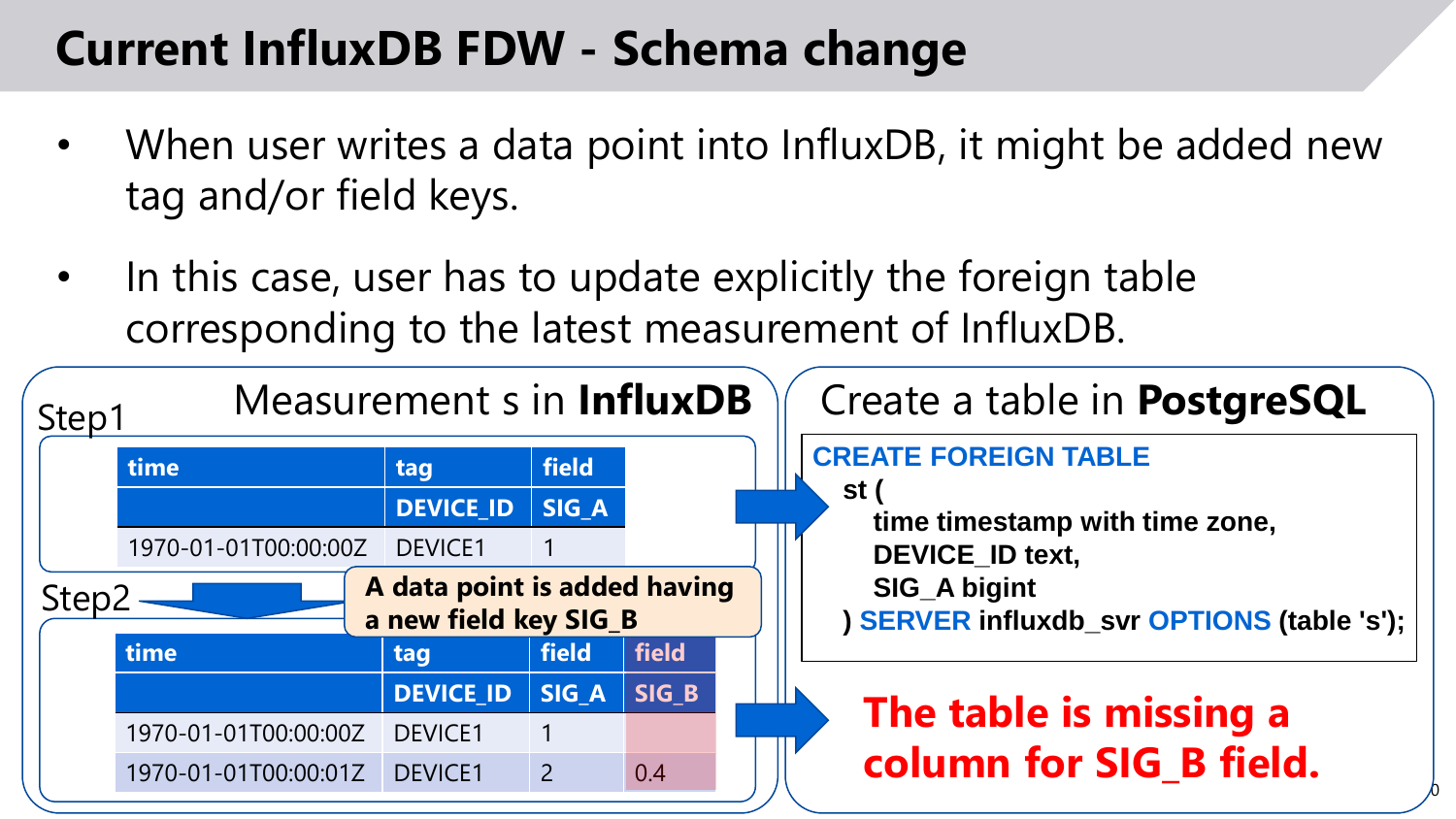# Current InfluxDB FDW - Schema change

- When user writes a data point into InfluxDB, it might be added new tag and/or field keys.
- In this case, user has to update explicitly the foreign table corresponding to the latest measurement of InfluxDB.

## Measurement s in **InfluxDB**

Step1

| time | tag | field |
|---|---|---|
| | DEVICE_ID | SIG_A |
| 1970-01-01T00:00:00Z | DEVICE1 | 1 |

Step2

**A data point is added having a new field key SIG_B**

| time | tag | field | field |
|---|---|---|---|
| | DEVICE_ID | SIG_A | SIG_B |
| 1970-01-01T00:00:00Z | DEVICE1 | 1 | |
| 1970-01-01T00:00:01Z | DEVICE1 | 2 | 0.4 |

## Create a table in **PostgreSQL**

```
CREATE FOREIGN TABLE
  st (
    time timestamp with time zone,
    DEVICE_ID text,
    SIG_A bigint
  ) SERVER influxdb_svr OPTIONS (table 's');
```

**The table is missing a column for SIG_B field.**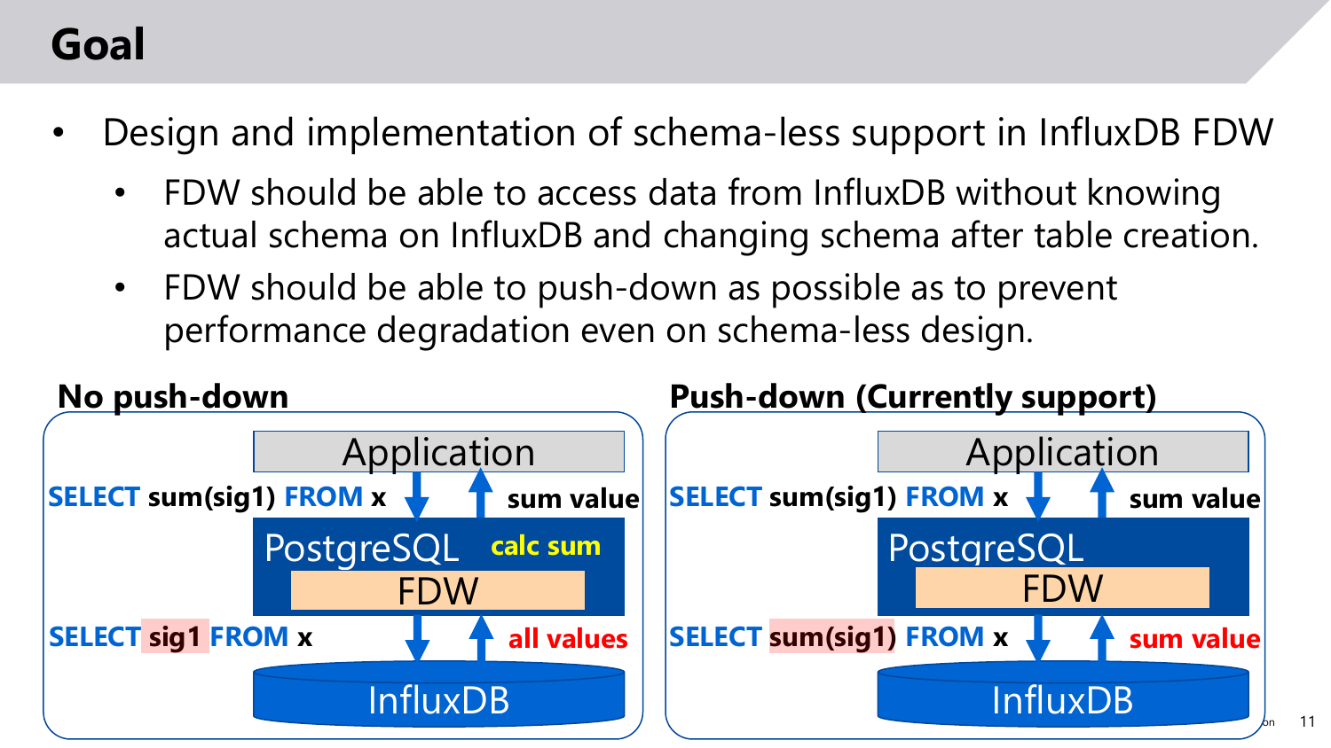# Goal

- Design and implementation of schema-less support in InfluxDB FDW
  - FDW should be able to access data from InfluxDB without knowing actual schema on InfluxDB and changing schema after table creation.
  - FDW should be able to push-down as possible as to prevent performance degradation even on schema-less design.

**No push-down**

Application

SELECT sum(sig1) FROM x — sum value

PostgreSQL — calc sum

FDW

SELECT sig1 FROM x — all values

InfluxDB

**Push-down (Currently support)**

Application

SELECT sum(sig1) FROM x — sum value

PostgreSQL

FDW

SELECT sum(sig1) FROM x — sum value

InfluxDB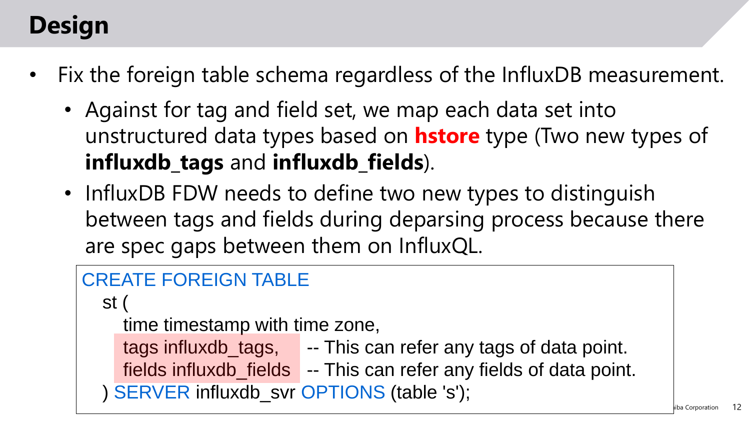# Design

- Fix the foreign table schema regardless of the InfluxDB measurement.
  - Against for tag and field set, we map each data set into unstructured data types based on **hstore** type (Two new types of **influxdb_tags** and **influxdb_fields**).
  - InfluxDB FDW needs to define two new types to distinguish between tags and fields during deparsing process because there are spec gaps between them on InfluxQL.

```
CREATE FOREIGN TABLE
  st (
    time timestamp with time zone,
    tags influxdb_tags,      -- This can refer any tags of data point.
    fields influxdb_fields   -- This can refer any fields of data point.
  ) SERVER influxdb_svr OPTIONS (table 's');
```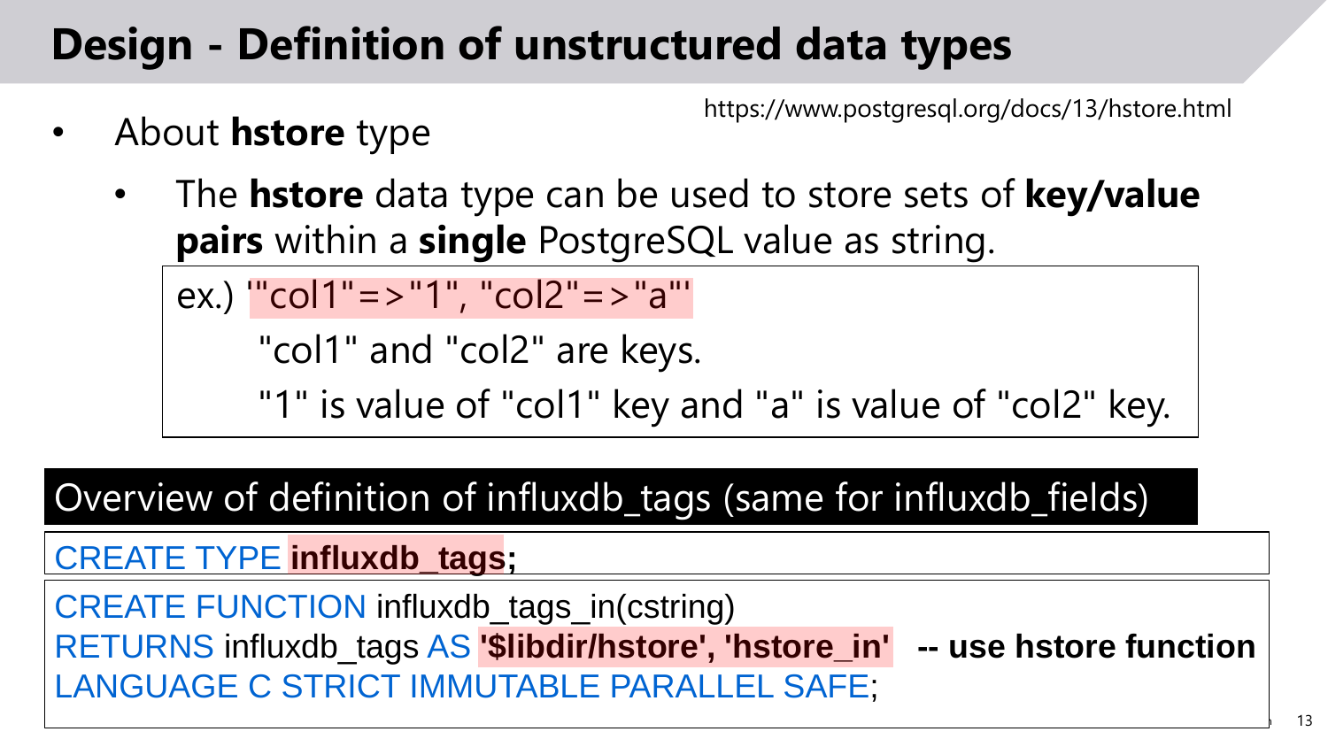# Design - Definition of unstructured data types

https://www.postgresql.org/docs/13/hstore.html

- About **hstore** type
  - The **hstore** data type can be used to store sets of **key/value pairs** within a **single** PostgreSQL value as string.

ex.) '"col1"=>"1", "col2"=>"a"'

"col1" and "col2" are keys.

"1" is value of "col1" key and "a" is value of "col2" key.

**Overview of definition of influxdb_tags (same for influxdb_fields)**

```
CREATE TYPE influxdb_tags;
```

```
CREATE FUNCTION influxdb_tags_in(cstring)
RETURNS influxdb_tags AS '$libdir/hstore', 'hstore_in'   -- use hstore function
LANGUAGE C STRICT IMMUTABLE PARALLEL SAFE;
```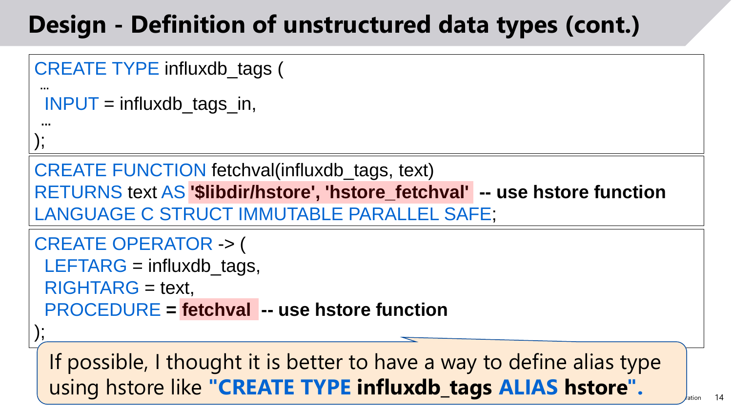# Design - Definition of unstructured data types (cont.)

```
CREATE TYPE influxdb_tags (
 …
 INPUT = influxdb_tags_in,
 …
);
```

```
CREATE FUNCTION fetchval(influxdb_tags, text)
RETURNS text AS '$libdir/hstore', 'hstore_fetchval'  -- use hstore function
LANGUAGE C STRUCT IMMUTABLE PARALLEL SAFE;
```

```
CREATE OPERATOR -> (
 LEFTARG = influxdb_tags,
 RIGHTARG = text,
 PROCEDURE = fetchval  -- use hstore function
);
```

If possible, I thought it is better to have a way to define alias type using hstore like **"CREATE TYPE influxdb_tags ALIAS hstore".**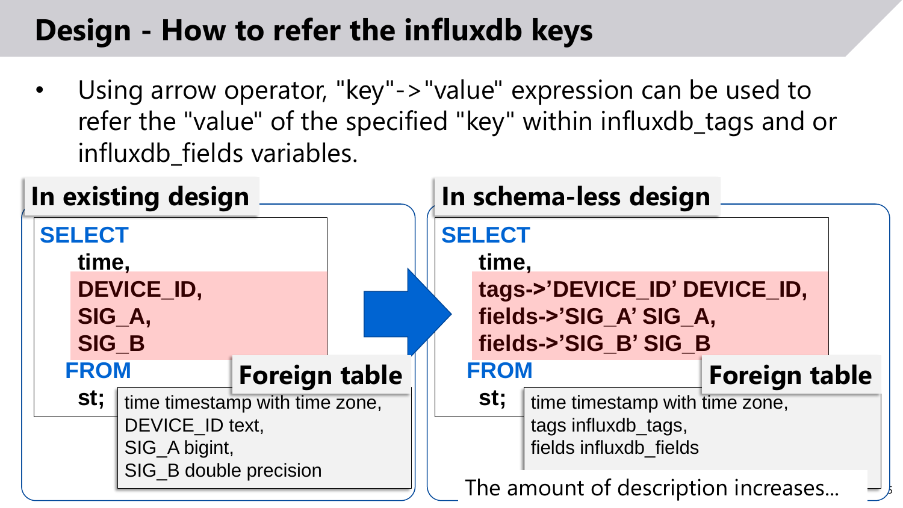# Design - How to refer the influxdb keys

- Using arrow operator, "key"->"value" expression can be used to refer the "value" of the specified "key" within influxdb_tags and or influxdb_fields variables.

## In existing design

```
SELECT
    time,
    DEVICE_ID,
    SIG_A,
    SIG_B
  FROM
    st;
```

**Foreign table**

```
time timestamp with time zone,
DEVICE_ID text,
SIG_A bigint,
SIG_B double precision
```

## In schema-less design

```
SELECT
    time,
    tags->'DEVICE_ID' DEVICE_ID,
    fields->'SIG_A' SIG_A,
    fields->'SIG_B' SIG_B
  FROM
    st;
```

**Foreign table**

```
time timestamp with time zone,
tags influxdb_tags,
fields influxdb_fields
```

The amount of description increases...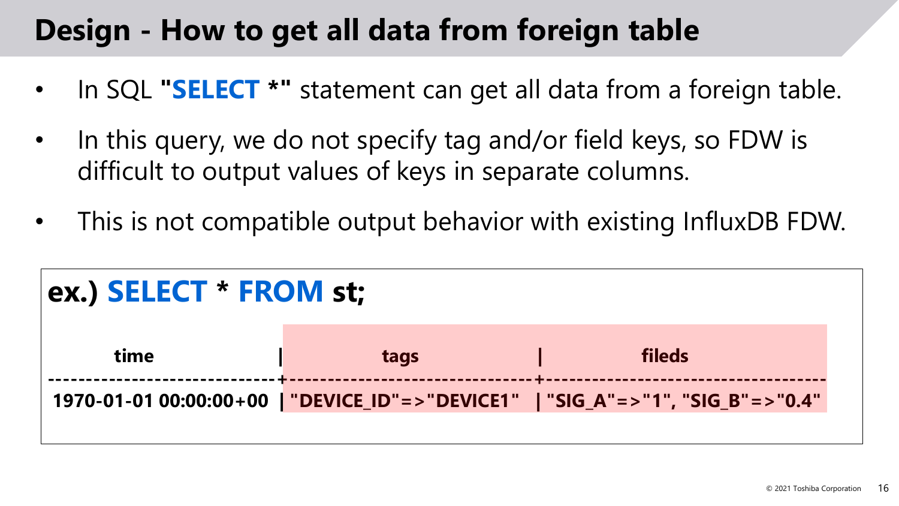# Design - How to get all data from foreign table

- In SQL **"SELECT *"** statement can get all data from a foreign table.
- In this query, we do not specify tag and/or field keys, so FDW is difficult to output values of keys in separate columns.
- This is not compatible output behavior with existing InfluxDB FDW.

**ex.) SELECT * FROM st;**

```
         time           |             tags              |               fileds
------------------------+-------------------------------+------------------------------------
 1970-01-01 00:00:00+00 | "DEVICE_ID"=>"DEVICE1"        | "SIG_A"=>"1", "SIG_B"=>"0.4"
```

© 2021 Toshiba Corporation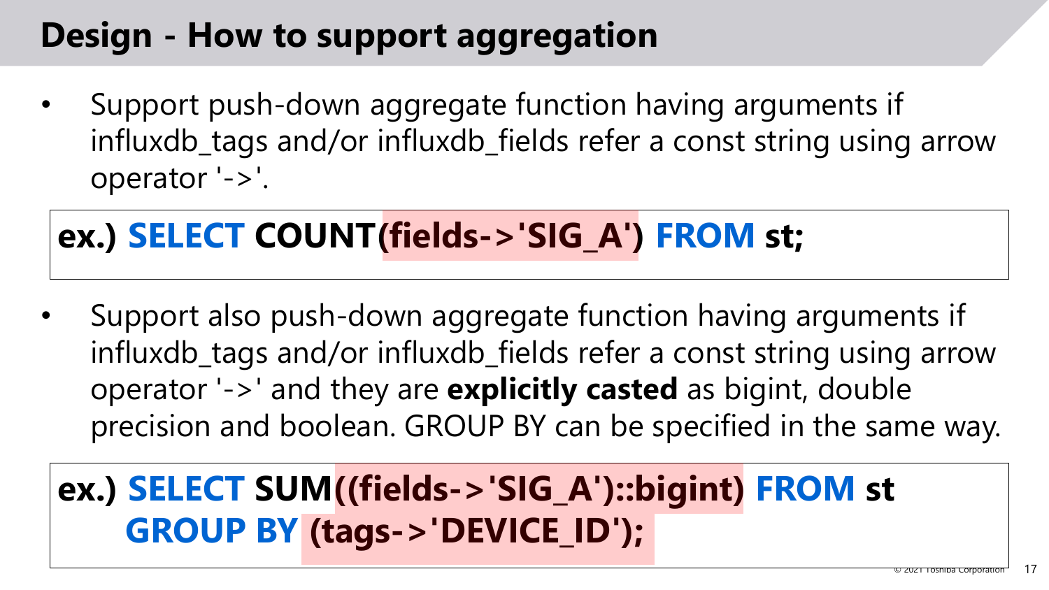# Design - How to support aggregation

- Support push-down aggregate function having arguments if influxdb_tags and/or influxdb_fields refer a const string using arrow operator '->'.

```
ex.) SELECT COUNT(fields->'SIG_A') FROM st;
```

- Support also push-down aggregate function having arguments if influxdb_tags and/or influxdb_fields refer a const string using arrow operator '->' and they are **explicitly casted** as bigint, double precision and boolean. GROUP BY can be specified in the same way.

```
ex.) SELECT SUM((fields->'SIG_A')::bigint) FROM st
     GROUP BY (tags->'DEVICE_ID');
```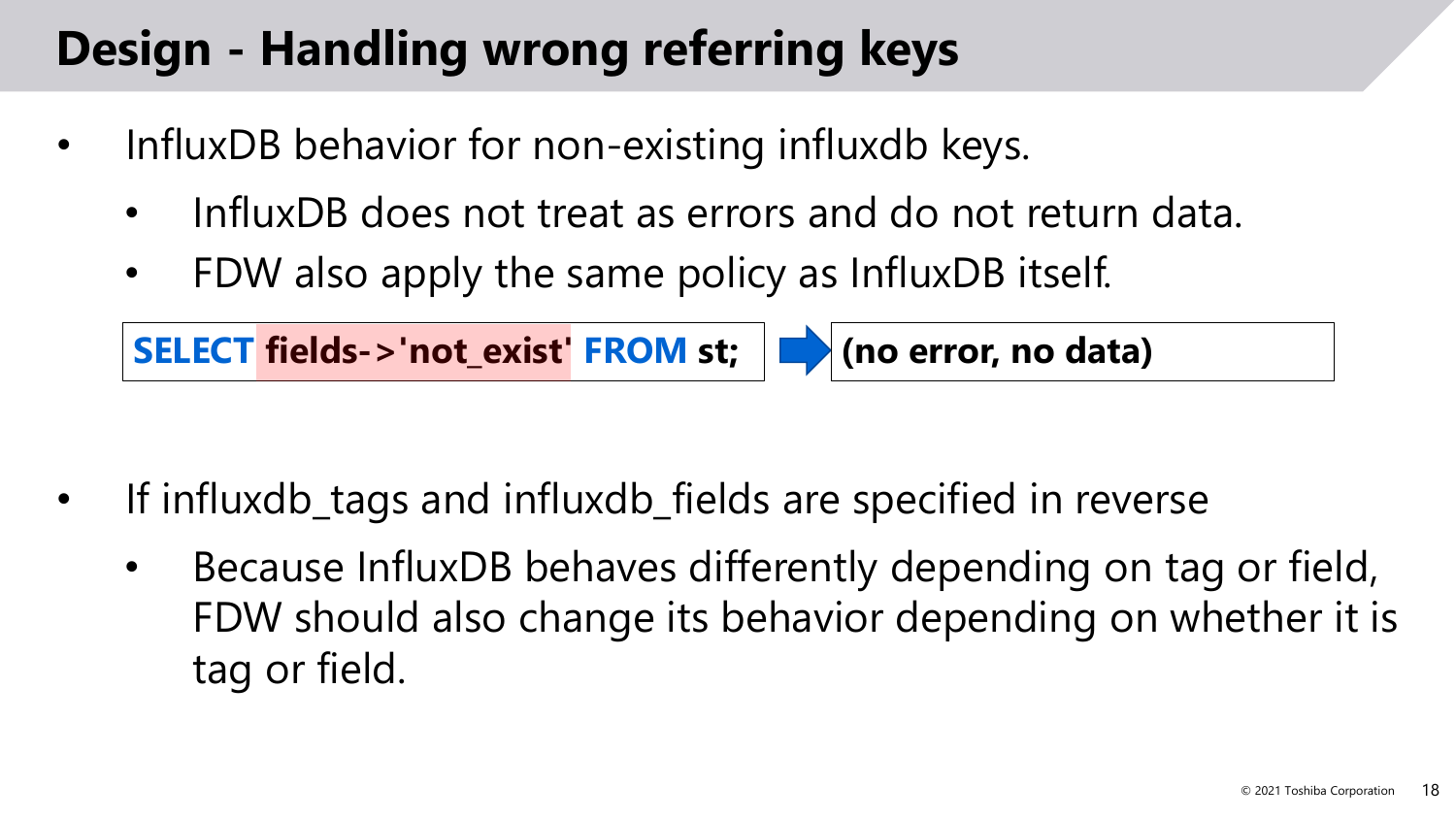# Design - Handling wrong referring keys

- InfluxDB behavior for non-existing influxdb keys.
  - InfluxDB does not treat as errors and do not return data.
  - FDW also apply the same policy as InfluxDB itself.

```
SELECT fields->'not_exist' FROM st;
```

→ **(no error, no data)**

- If influxdb_tags and influxdb_fields are specified in reverse
  - Because InfluxDB behaves differently depending on tag or field, FDW should also change its behavior depending on whether it is tag or field.

© 2021 Toshiba Corporation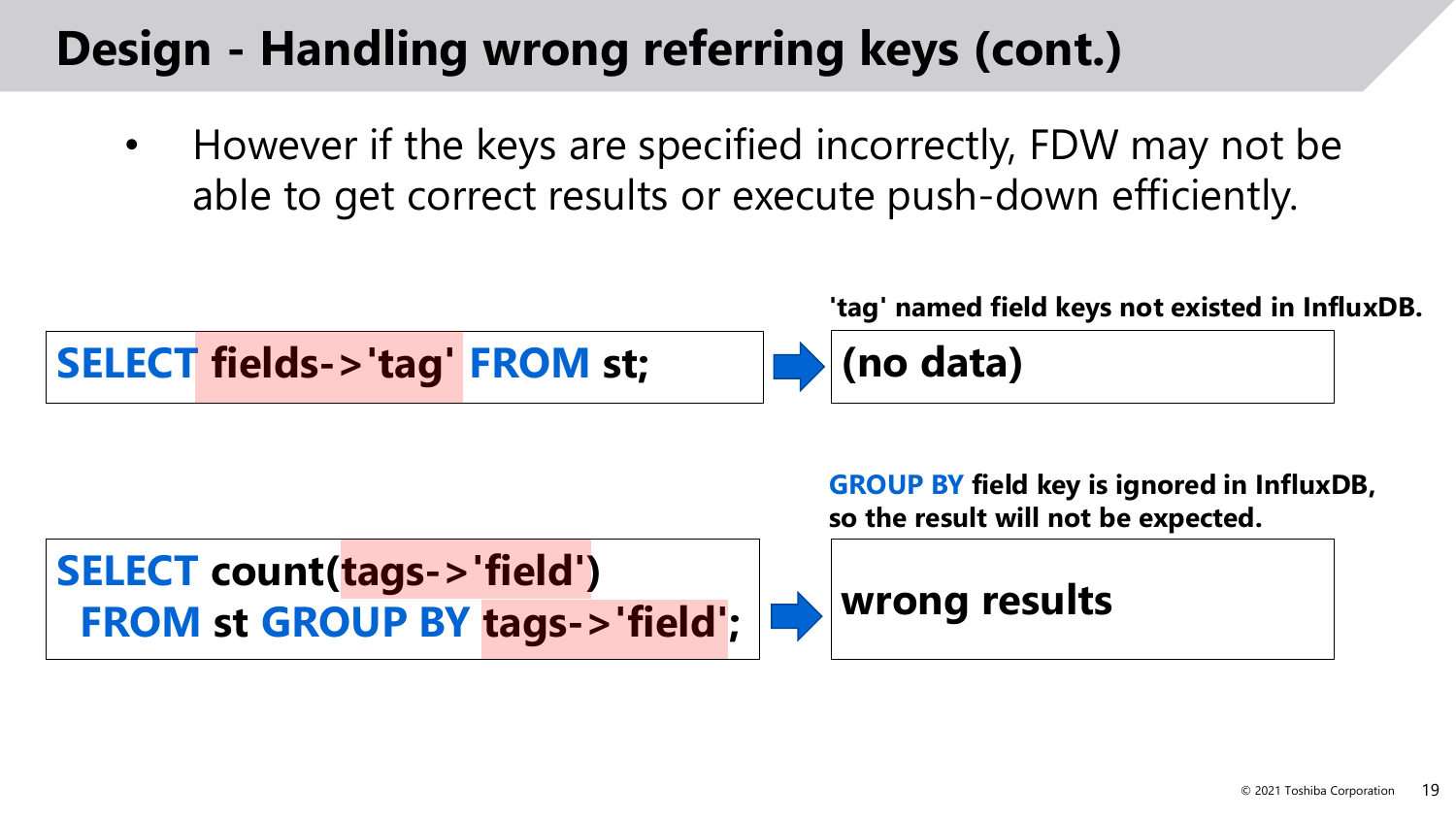# Design - Handling wrong referring keys (cont.)

- However if the keys are specified incorrectly, FDW may not be able to get correct results or execute push-down efficiently.

```
SELECT fields->'tag' FROM st;
```

**'tag' named field keys not existed in InfluxDB.**

**(no data)**

```
SELECT count(tags->'field')
  FROM st GROUP BY tags->'field';
```

**GROUP BY field key is ignored in InfluxDB, so the result will not be expected.**

**wrong results**

© 2021 Toshiba Corporation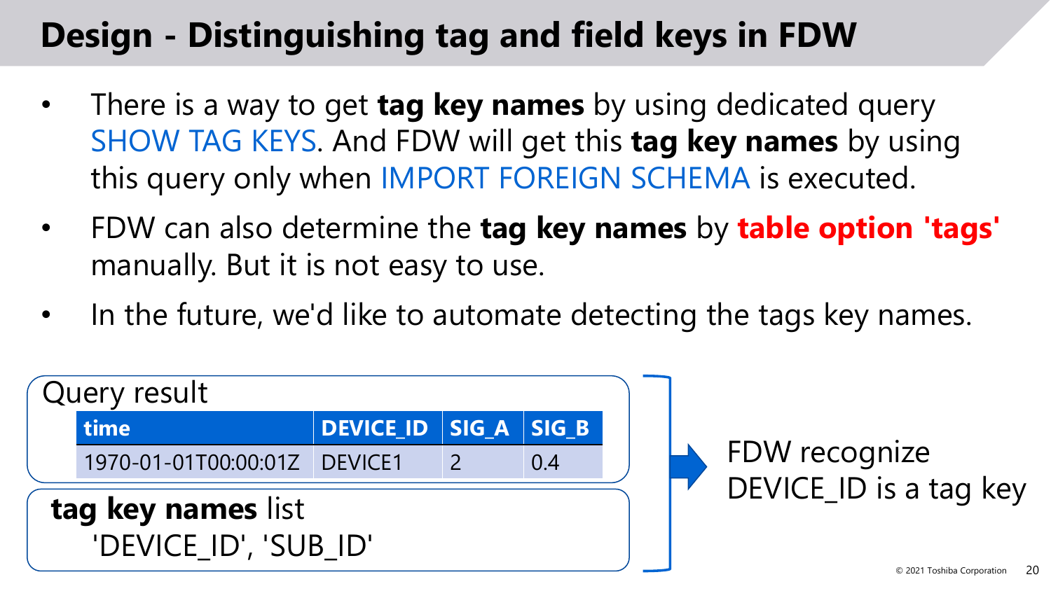# Design - Distinguishing tag and field keys in FDW

- There is a way to get **tag key names** by using dedicated query SHOW TAG KEYS. And FDW will get this **tag key names** by using this query only when IMPORT FOREIGN SCHEMA is executed.
- FDW can also determine the **tag key names** by **table option 'tags'** manually. But it is not easy to use.
- In the future, we'd like to automate detecting the tags key names.

Query result

| time | DEVICE_ID | SIG_A | SIG_B |
| --- | --- | --- | --- |
| 1970-01-01T00:00:01Z | DEVICE1 | 2 | 0.4 |

**tag key names** list
'DEVICE_ID', 'SUB_ID'

FDW recognize DEVICE_ID is a tag key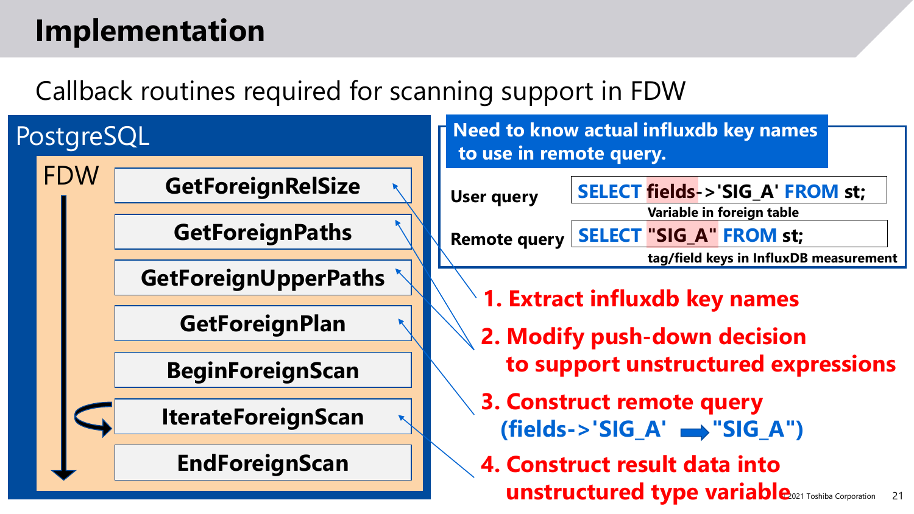# Implementation

Callback routines required for scanning support in FDW

**PostgreSQL**

**FDW**

- GetForeignRelSize
- GetForeignPaths
- GetForeignUpperPaths
- GetForeignPlan
- BeginForeignScan
- IterateForeignScan
- EndForeignScan

**Need to know actual influxdb key names to use in remote query.**

| | |
|---|---|
| User query | `SELECT fields->'SIG_A' FROM st;` |
| | Variable in foreign table |
| Remote query | `SELECT "SIG_A" FROM st;` |
| | tag/field keys in InfluxDB measurement |

1. **Extract influxdb key names**
2. **Modify push-down decision to support unstructured expressions**
3. **Construct remote query (fields->'SIG_A' ➡ "SIG_A")**
4. **Construct result data into unstructured type variable**

©2021 Toshiba Corporation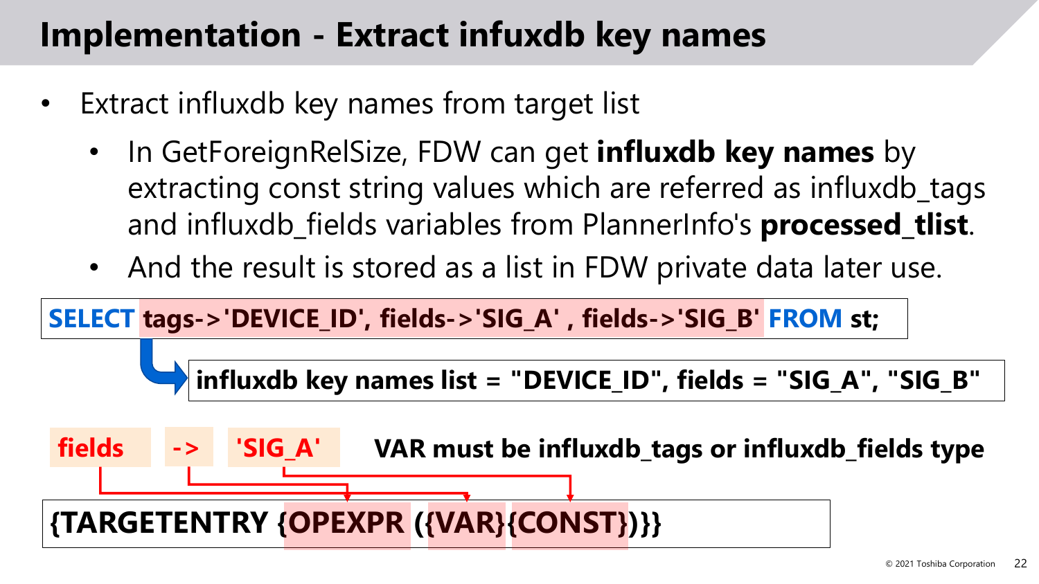# Implementation - Extract infuxdb key names

- Extract influxdb key names from target list
  - In GetForeignRelSize, FDW can get **influxdb key names** by extracting const string values which are referred as influxdb_tags and influxdb_fields variables from PlannerInfo's **processed_tlist**.
  - And the result is stored as a list in FDW private data later use.

```
SELECT tags->'DEVICE_ID', fields->'SIG_A' , fields->'SIG_B' FROM st;
```

**influxdb key names list = "DEVICE_ID", fields = "SIG_A", "SIG_B"**

**fields** **->** **'SIG_A'**

**VAR must be influxdb_tags or influxdb_fields type**

```
{TARGETENTRY {OPEXPR ({VAR}{CONST})}}
```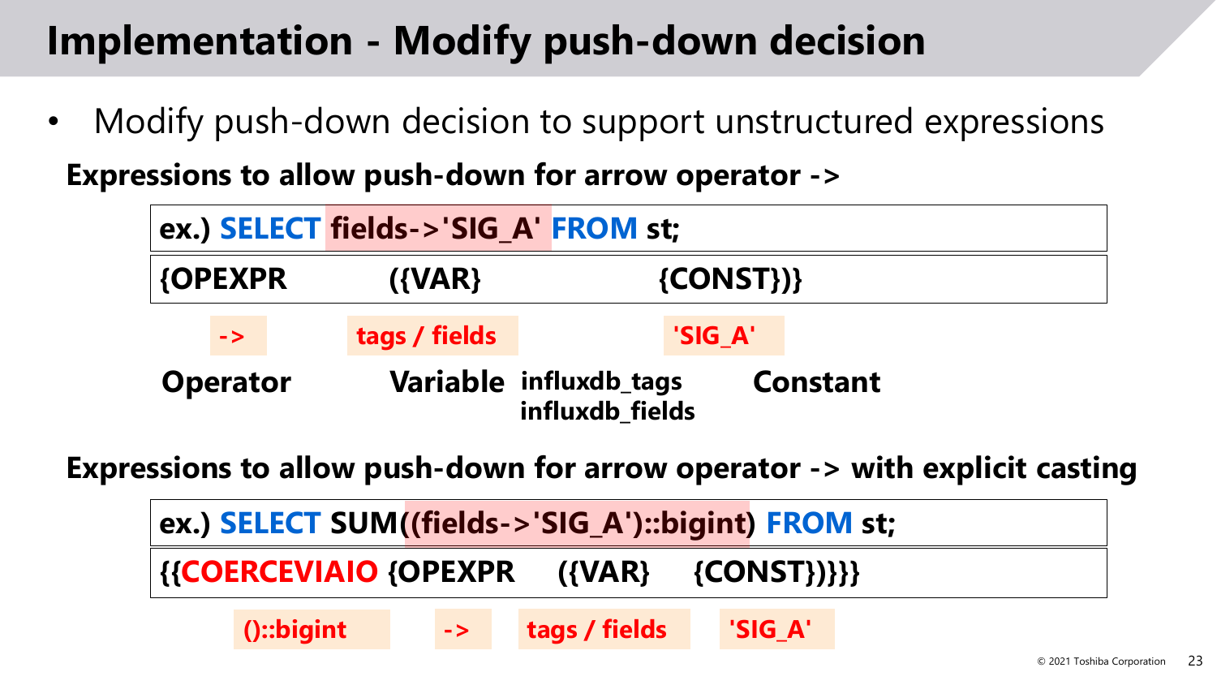# Implementation - Modify push-down decision

- Modify push-down decision to support unstructured expressions

**Expressions to allow push-down for arrow operator ->**

| ex.) SELECT fields->'SIG_A' FROM st; | | |
|---|---|---|
| {OPEXPR | ({VAR} | {CONST})} |
| -> | tags / fields | 'SIG_A' |
| Operator | Variable influxdb_tags influxdb_fields | Constant |

**Expressions to allow push-down for arrow operator -> with explicit casting**

| ex.) SELECT SUM((fields->'SIG_A')::bigint) FROM st; | | | |
|---|---|---|---|
| {{COERCEVIAIO | {OPEXPR | ({VAR} | {CONST})}}} |
| ()::bigint | -> | tags / fields | 'SIG_A' |

© 2021 Toshiba Corporation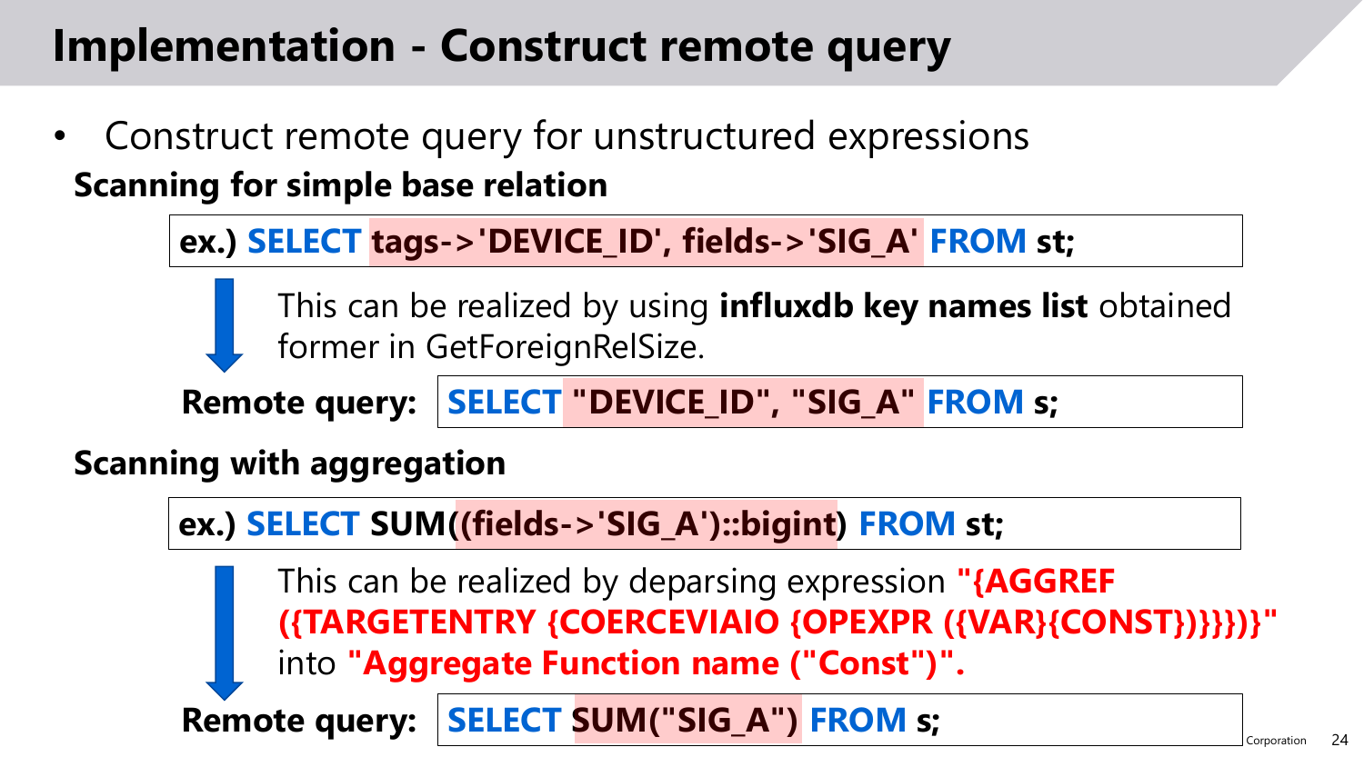# Implementation - Construct remote query

- Construct remote query for unstructured expressions

**Scanning for simple base relation**

```
ex.) SELECT tags->'DEVICE_ID', fields->'SIG_A' FROM st;
```

This can be realized by using **influxdb key names list** obtained former in GetForeignRelSize.

**Remote query:**

```
SELECT "DEVICE_ID", "SIG_A" FROM s;
```

**Scanning with aggregation**

```
ex.) SELECT SUM((fields->'SIG_A')::bigint) FROM st;
```

This can be realized by deparsing expression **"{AGGREF ({TARGETENTRY {COERCEVIAIO {OPEXPR ({VAR}{CONST})}}}})}"** into **"Aggregate Function name ("Const")".**

**Remote query:**

```
SELECT SUM("SIG_A") FROM s;
```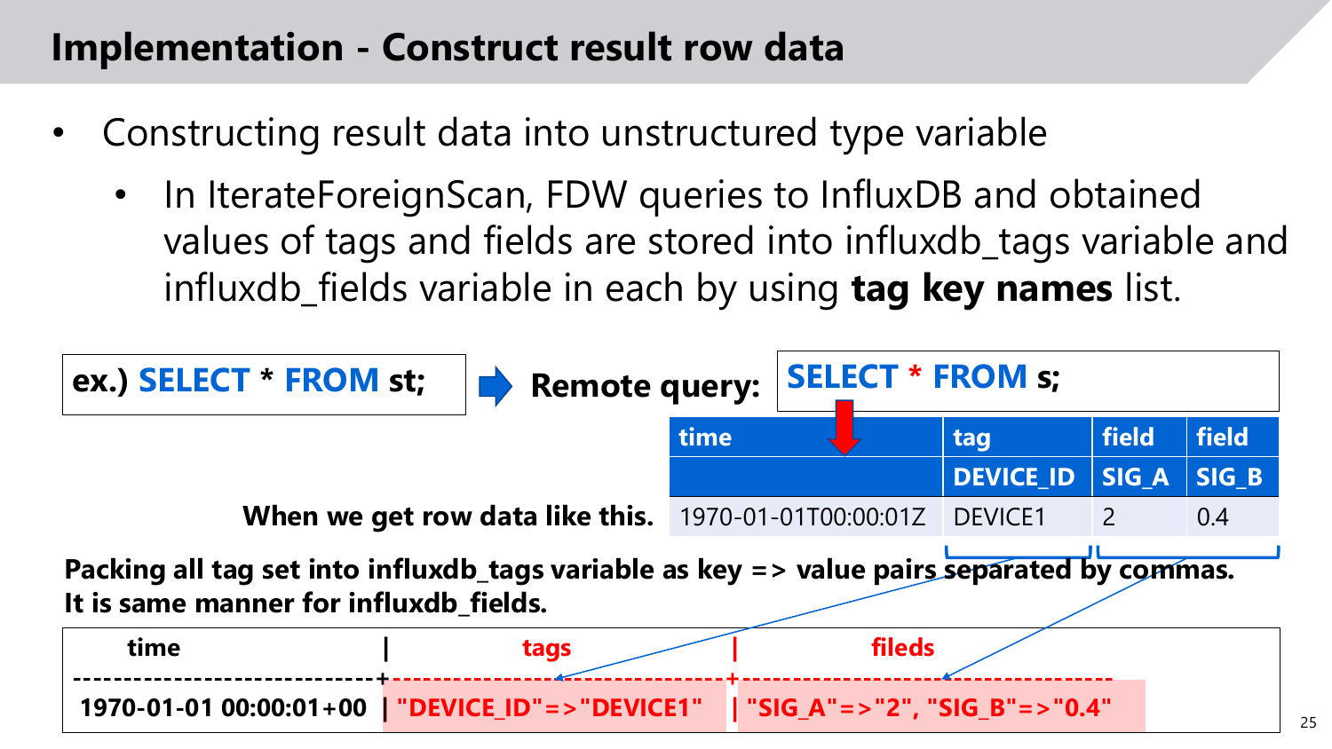## Implementation - Construct result row data

- Constructing result data into unstructured type variable
  - In IterateForeignScan, FDW queries to InfluxDB and obtained values of tags and fields are stored into influxdb_tags variable and influxdb_fields variable in each by using **tag key names** list.

**ex.) SELECT * FROM st;** ➡ **Remote query:** **SELECT * FROM s;**

**When we get row data like this.**

| time | tag | field | field |
|---|---|---|---|
| | DEVICE_ID | SIG_A | SIG_B |
| 1970-01-01T00:00:01Z | DEVICE1 | 2 | 0.4 |

**Packing all tag set into influxdb_tags variable as key => value pairs separated by commas.**
**It is same manner for influxdb_fields.**

```
         time                |          tags           |             fileds
-----------------------------+-------------------------+-----------------------------------
 1970-01-01 00:00:01+00      | "DEVICE_ID"=>"DEVICE1"  | "SIG_A"=>"2", "SIG_B"=>"0.4"
```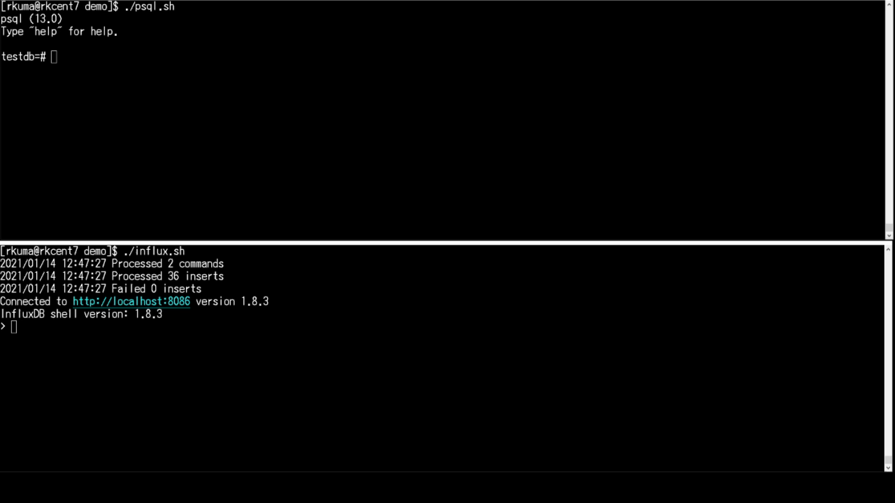```
[rkuma@rkcent7 demo]$ ./psql.sh
psql (13.0)
Type "help" for help.

testdb=#
```

```
[rkuma@rkcent7 demo]$ ./influx.sh
2021/01/14 12:47:27 Processed 2 commands
2021/01/14 12:47:27 Processed 36 inserts
2021/01/14 12:47:27 Failed 0 inserts
Connected to http://localhost:8086 version 1.8.3
InfluxDB shell version: 1.8.3
>
```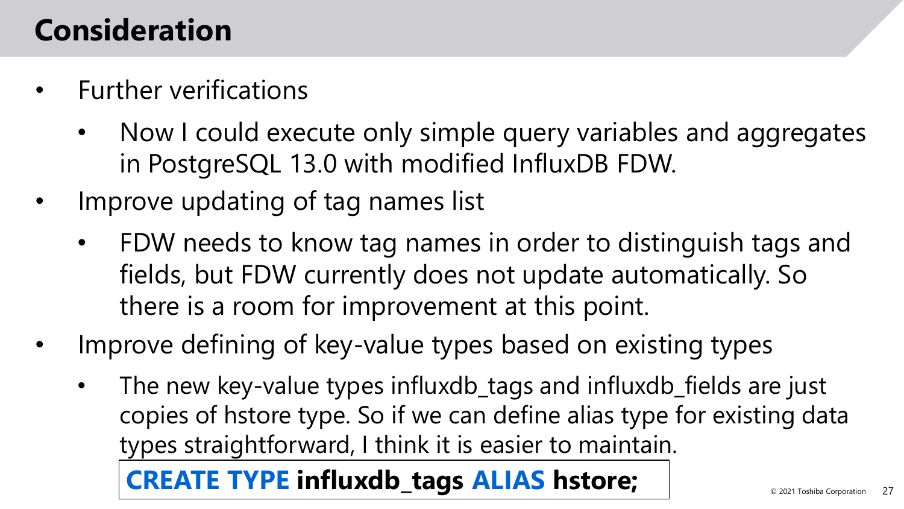# Consideration

- Further verifications
  - Now I could execute only simple query variables and aggregates in PostgreSQL 13.0 with modified InfluxDB FDW.
- Improve updating of tag names list
  - FDW needs to know tag names in order to distinguish tags and fields, but FDW currently does not update automatically. So there is a room for improvement at this point.
- Improve defining of key-value types based on existing types
  - The new key-value types influxdb_tags and influxdb_fields are just copies of hstore type. So if we can define alias type for existing data types straightforward, I think it is easier to maintain.

```
CREATE TYPE influxdb_tags ALIAS hstore;
```

© 2021 Toshiba Corporation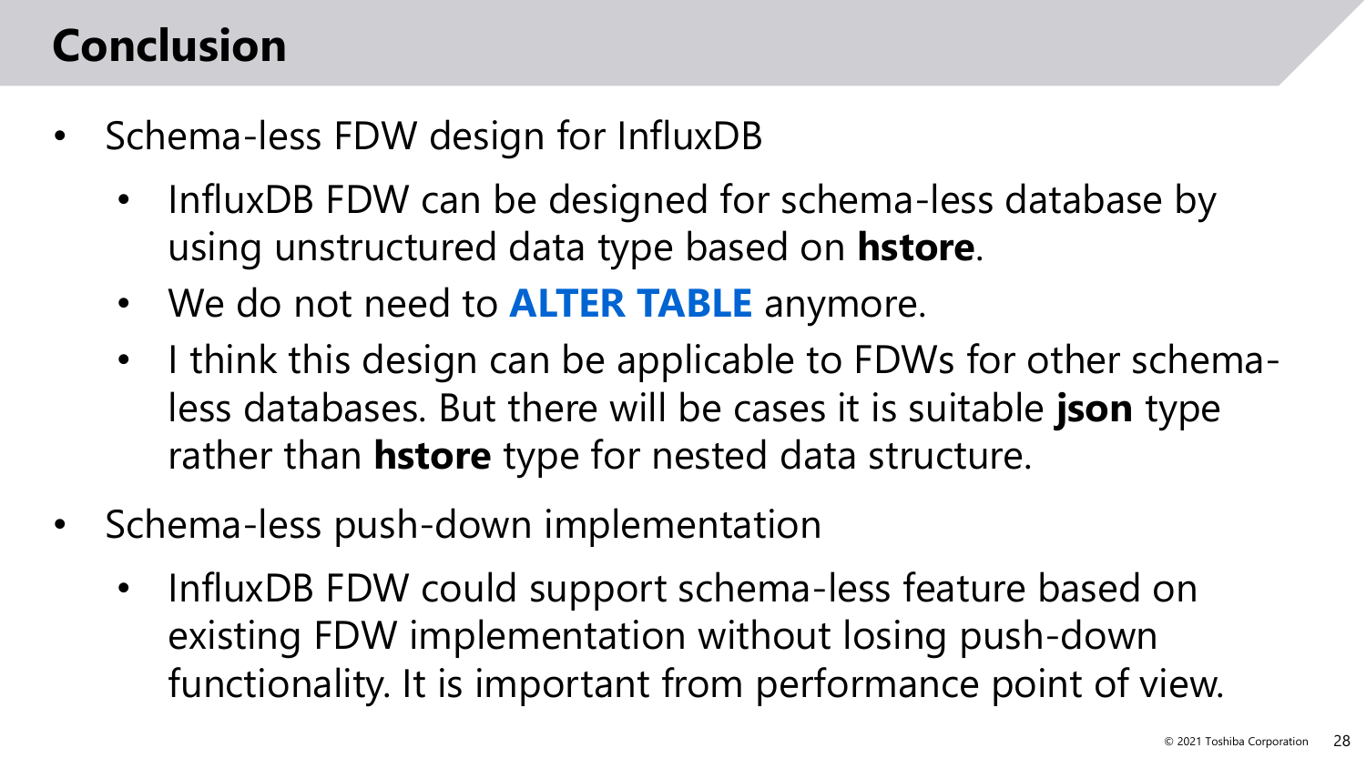# Conclusion

- Schema-less FDW design for InfluxDB
  - InfluxDB FDW can be designed for schema-less database by using unstructured data type based on **hstore**.
  - We do not need to **ALTER TABLE** anymore.
  - I think this design can be applicable to FDWs for other schema-less databases. But there will be cases it is suitable **json** type rather than **hstore** type for nested data structure.
- Schema-less push-down implementation
  - InfluxDB FDW could support schema-less feature based on existing FDW implementation without losing push-down functionality. It is important from performance point of view.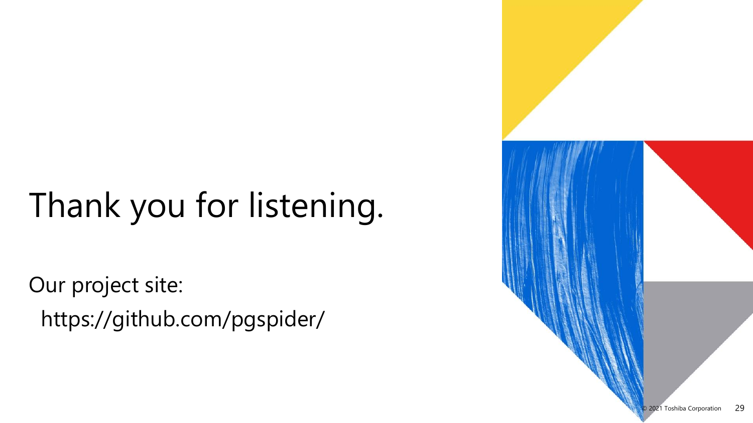# Thank you for listening.

Our project site:

https://github.com/pgspider/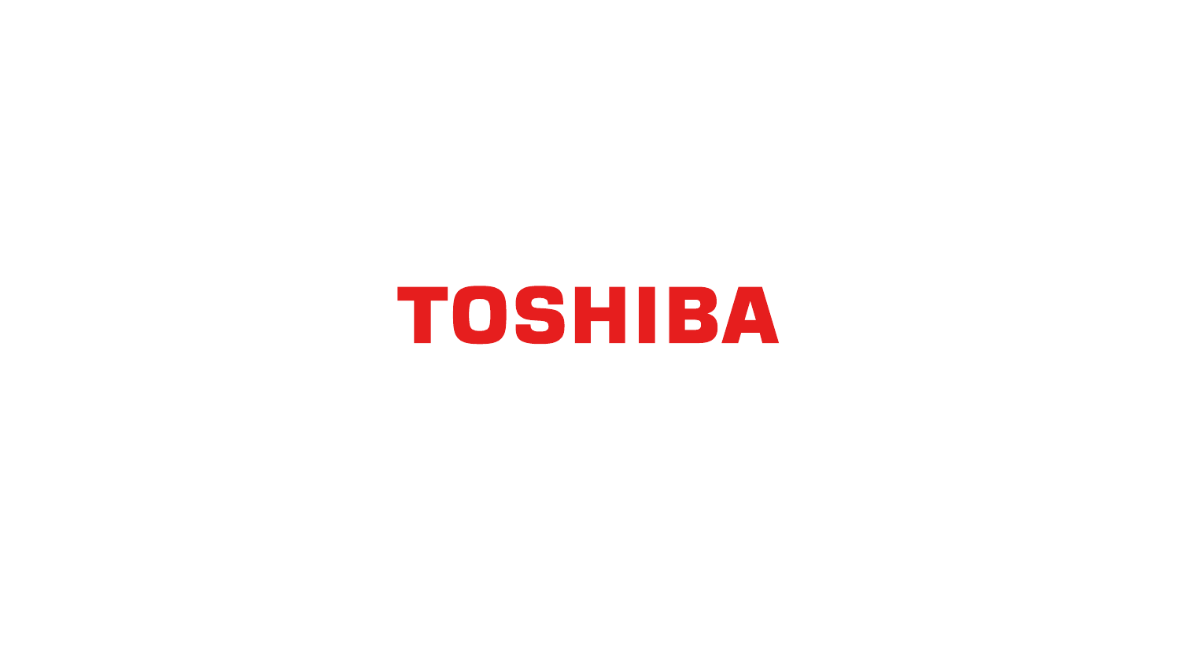TOSHIBA